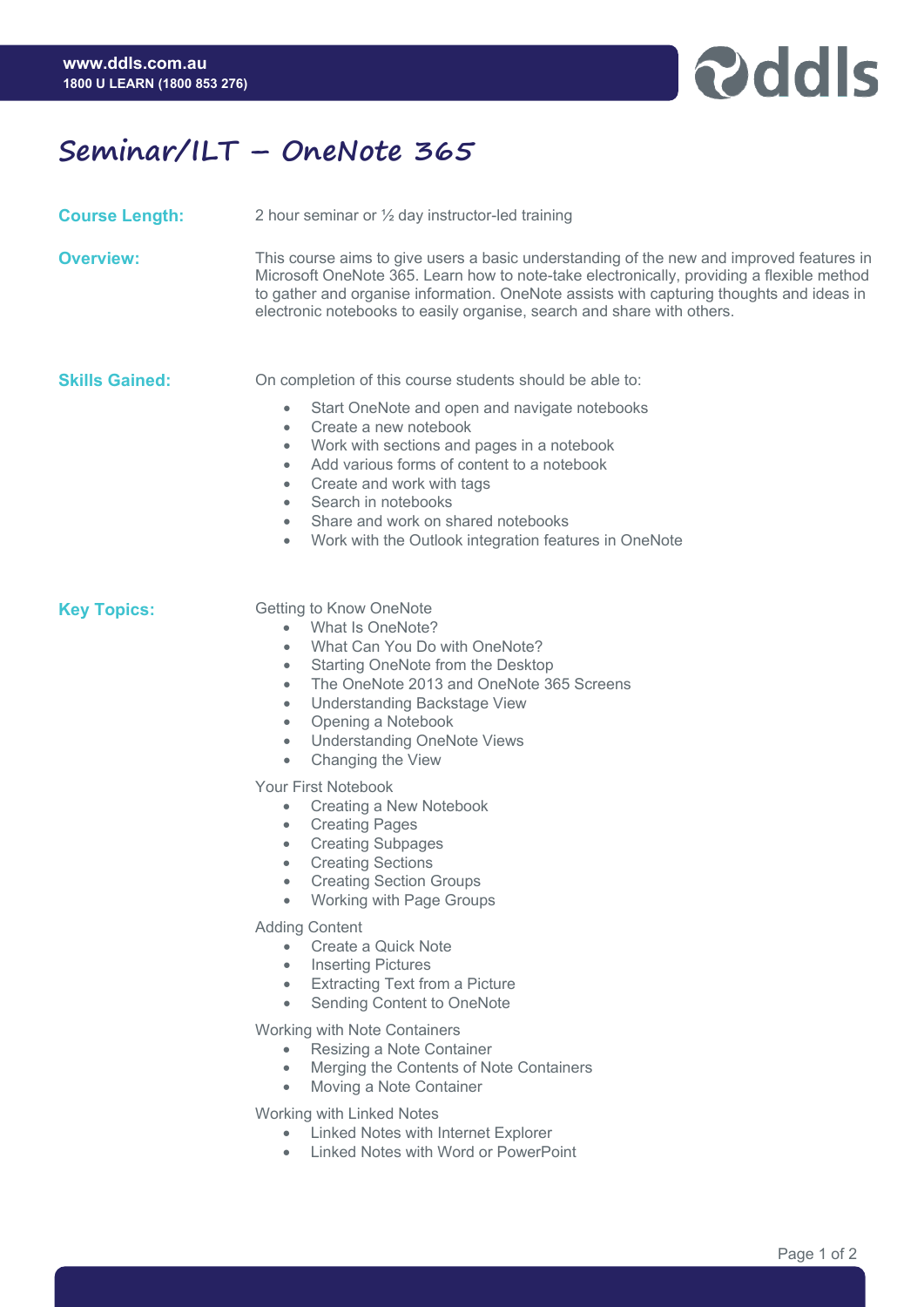# Seminar/ILT – OneNote 365

**Course Length:** 2 hour seminar or ½ day instructor-led training

**Overview:** This course aims to give users a basic understanding of the new and improved features in Microsoft OneNote 365. Learn how to note-take electronically, providing a flexible method to gather and organise information. OneNote assists with capturing thoughts and ideas in electronic notebooks to easily organise, search and share with others.

**Skills Gained:** On completion of this course students should be able to:

- Start OneNote and open and navigate notebooks
- Create a new notebook
- Work with sections and pages in a notebook
- Add various forms of content to a notebook
- Create and work with tags
- Search in notebooks
- Share and work on shared notebooks
- Work with the Outlook integration features in OneNote

**Key Topics:**

Getting to Know OneNote

- What Is OneNote?
- What Can You Do with OneNote?
- Starting OneNote from the Desktop
- The OneNote 2013 and OneNote 365 Screens
- Understanding Backstage View
- Opening a Notebook
- Understanding OneNote Views
- Changing the View

Your First Notebook

- Creating a New Notebook
- Creating Pages
- Creating Subpages
- Creating Sections
- Creating Section Groups
- Working with Page Groups

Adding Content

- Create a Quick Note
- Inserting Pictures
- Extracting Text from a Picture
- Sending Content to OneNote

Working with Note Containers

- Resizing a Note Container
- Merging the Contents of Note Containers
- Moving a Note Container

Working with Linked Notes

- Linked Notes with Internet Explorer
- Linked Notes with Word or PowerPoint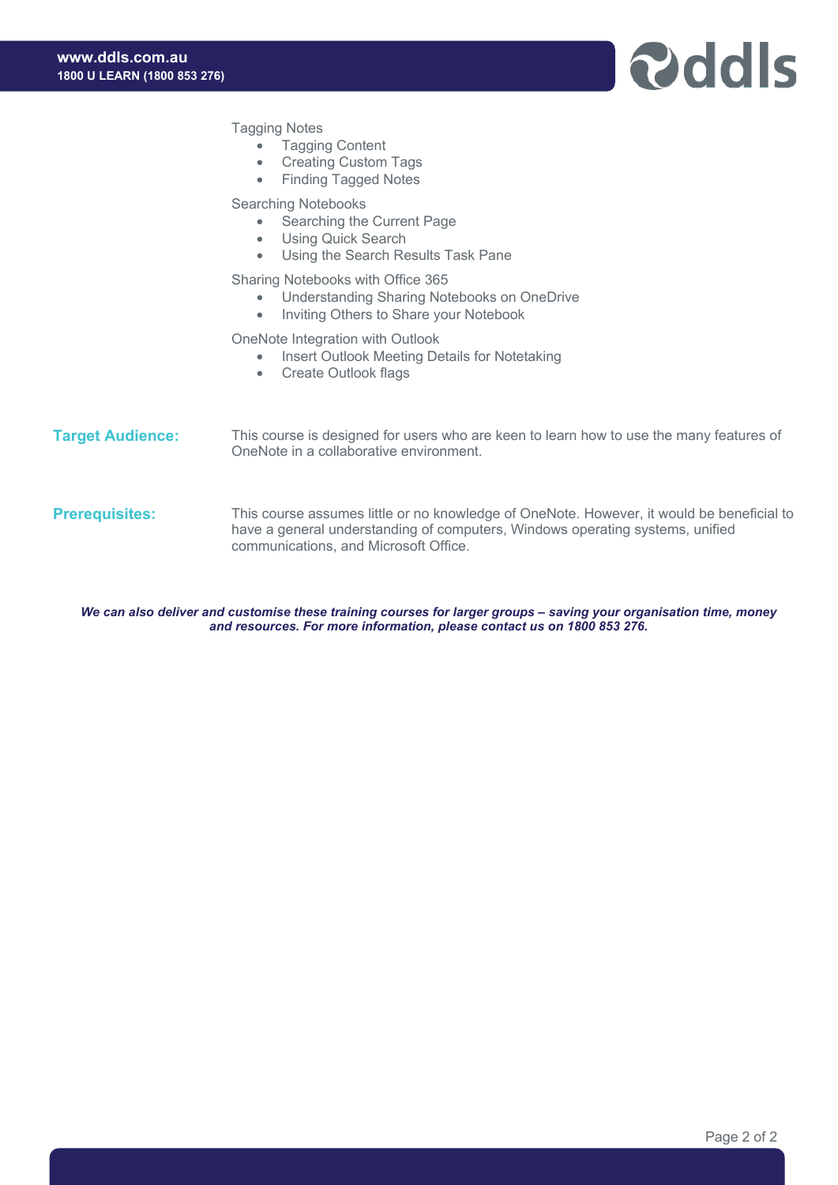Tagging Notes

- Tagging Content
- Creating Custom Tags
- Finding Tagged Notes

Searching Notebooks

- Searching the Current Page
- Using Quick Search
- Using the Search Results Task Pane

Sharing Notebooks with Office 365

- Understanding Sharing Notebooks on OneDrive
- Inviting Others to Share your Notebook

OneNote Integration with Outlook

- Insert Outlook Meeting Details for Notetaking
- Create Outlook flags

**Target Audience:**

This course is designed for users who are keen to learn how to use the many features of OneNote in a collaborative environment.

**Prerequisites:**

This course assumes little or no knowledge of OneNote. However, it would be beneficial to have a general understanding of computers, Windows operating systems, unified communications, and Microsoft Office.

***We can also deliver and customise these training courses for larger groups – saving your organisation time, money and resources. For more information, please contact us on 1800 853 276.***